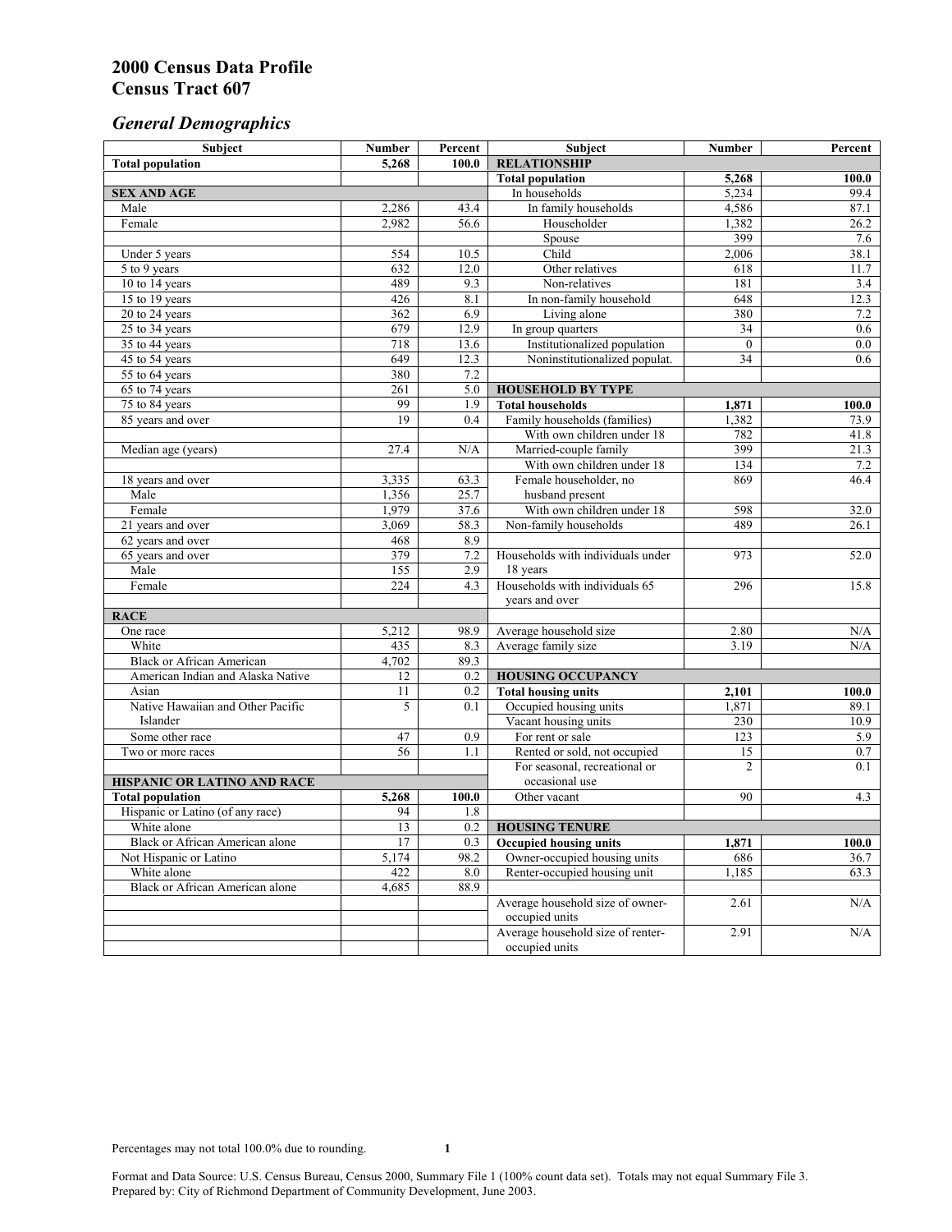# 2000 Census Data Profile
# Census Tract 607

## *General Demographics*

| Subject | Number | Percent | Subject | Number | Percent |
|---|---|---|---|---|---|
| **Total population** | **5,268** | **100.0** | **RELATIONSHIP** | | |
| | | | **Total population** | **5,268** | **100.0** |
| **SEX AND AGE** | | | In households | 5,234 | 99.4 |
| Male | 2,286 | 43.4 | In family households | 4,586 | 87.1 |
| Female | 2,982 | 56.6 | Householder | 1,382 | 26.2 |
| | | | Spouse | 399 | 7.6 |
| Under 5 years | 554 | 10.5 | Child | 2,006 | 38.1 |
| 5 to 9 years | 632 | 12.0 | Other relatives | 618 | 11.7 |
| 10 to 14 years | 489 | 9.3 | Non-relatives | 181 | 3.4 |
| 15 to 19 years | 426 | 8.1 | In non-family household | 648 | 12.3 |
| 20 to 24 years | 362 | 6.9 | Living alone | 380 | 7.2 |
| 25 to 34 years | 679 | 12.9 | In group quarters | 34 | 0.6 |
| 35 to 44 years | 718 | 13.6 | Institutionalized population | 0 | 0.0 |
| 45 to 54 years | 649 | 12.3 | Noninstitutionalized populat. | 34 | 0.6 |
| 55 to 64 years | 380 | 7.2 | | | |
| 65 to 74 years | 261 | 5.0 | **HOUSEHOLD BY TYPE** | | |
| 75 to 84 years | 99 | 1.9 | **Total households** | **1,871** | **100.0** |
| 85 years and over | 19 | 0.4 | Family households (families) | 1,382 | 73.9 |
| | | | With own children under 18 | 782 | 41.8 |
| Median age (years) | 27.4 | N/A | Married-couple family | 399 | 21.3 |
| | | | With own children under 18 | 134 | 7.2 |
| 18 years and over | 3,335 | 63.3 | Female householder, no husband present | 869 | 46.4 |
| Male | 1,356 | 25.7 | | | |
| Female | 1,979 | 37.6 | With own children under 18 | 598 | 32.0 |
| 21 years and over | 3,069 | 58.3 | Non-family households | 489 | 26.1 |
| 62 years and over | 468 | 8.9 | | | |
| 65 years and over | 379 | 7.2 | Households with individuals under 18 years | 973 | 52.0 |
| Male | 155 | 2.9 | | | |
| Female | 224 | 4.3 | Households with individuals 65 years and over | 296 | 15.8 |
| **RACE** | | | | | |
| One race | 5,212 | 98.9 | Average household size | 2.80 | N/A |
| White | 435 | 8.3 | Average family size | 3.19 | N/A |
| Black or African American | 4,702 | 89.3 | | | |
| American Indian and Alaska Native | 12 | 0.2 | **HOUSING OCCUPANCY** | | |
| Asian | 11 | 0.2 | **Total housing units** | **2,101** | **100.0** |
| Native Hawaiian and Other Pacific Islander | 5 | 0.1 | Occupied housing units | 1,871 | 89.1 |
| | | | Vacant housing units | 230 | 10.9 |
| Some other race | 47 | 0.9 | For rent or sale | 123 | 5.9 |
| Two or more races | 56 | 1.1 | Rented or sold, not occupied | 15 | 0.7 |
| | | | For seasonal, recreational or occasional use | 2 | 0.1 |
| **HISPANIC OR LATINO AND RACE** | | | | | |
| **Total population** | **5,268** | **100.0** | Other vacant | 90 | 4.3 |
| Hispanic or Latino (of any race) | 94 | 1.8 | | | |
| White alone | 13 | 0.2 | **HOUSING TENURE** | | |
| Black or African American alone | 17 | 0.3 | **Occupied housing units** | **1,871** | **100.0** |
| Not Hispanic or Latino | 5,174 | 98.2 | Owner-occupied housing units | 686 | 36.7 |
| White alone | 422 | 8.0 | Renter-occupied housing unit | 1,185 | 63.3 |
| Black or African American alone | 4,685 | 88.9 | | | |
| | | | Average household size of owner-occupied units | 2.61 | N/A |
| | | | Average household size of renter-occupied units | 2.91 | N/A |

Percentages may not total 100.0% due to rounding.

Format and Data Source: U.S. Census Bureau, Census 2000, Summary File 1 (100% count data set). Totals may not equal Summary File 3.
Prepared by: City of Richmond Department of Community Development, June 2003.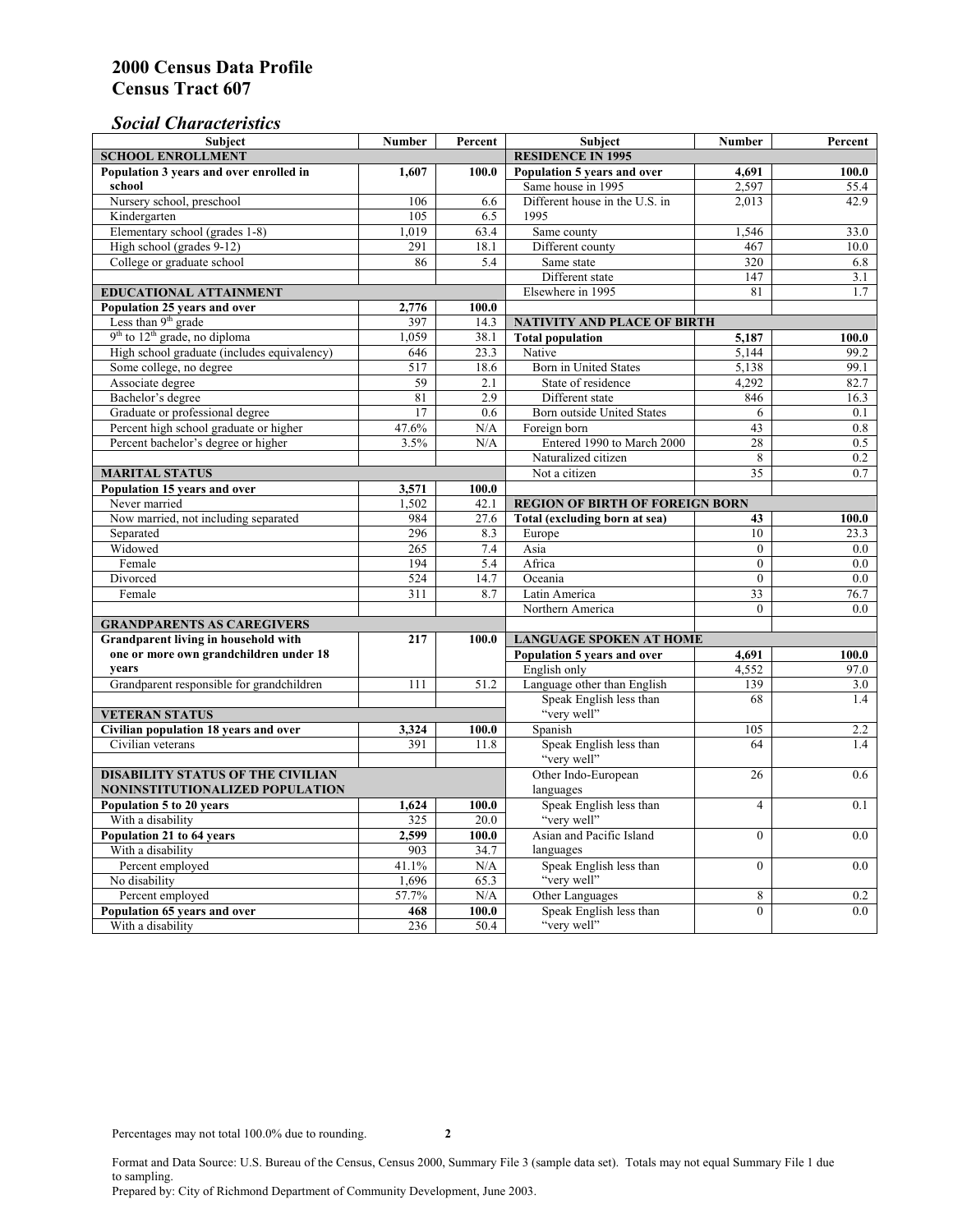# 2000 Census Data Profile
# Census Tract 607

## *Social Characteristics*

| Subject | Number | Percent | Subject | Number | Percent |
|---|---|---|---|---|---|
| **SCHOOL ENROLLMENT** | | | **RESIDENCE IN 1995** | | |
| **Population 3 years and over enrolled in school** | **1,607** | **100.0** | **Population 5 years and over** | **4,691** | **100.0** |
| Nursery school, preschool | 106 | 6.6 | Same house in 1995 | 2,597 | 55.4 |
| Kindergarten | 105 | 6.5 | Different house in the U.S. in 1995 | 2,013 | 42.9 |
| Elementary school (grades 1-8) | 1,019 | 63.4 | Same county | 1,546 | 33.0 |
| High school (grades 9-12) | 291 | 18.1 | Different county | 467 | 10.0 |
| College or graduate school | 86 | 5.4 | Same state | 320 | 6.8 |
| | | | Different state | 147 | 3.1 |
| **EDUCATIONAL ATTAINMENT** | | | Elsewhere in 1995 | 81 | 1.7 |
| **Population 25 years and over** | **2,776** | **100.0** | | | |
| Less than 9th grade | 397 | 14.3 | **NATIVITY AND PLACE OF BIRTH** | | |
| 9th to 12th grade, no diploma | 1,059 | 38.1 | **Total population** | **5,187** | **100.0** |
| High school graduate (includes equivalency) | 646 | 23.3 | Native | 5,144 | 99.2 |
| Some college, no degree | 517 | 18.6 | Born in United States | 5,138 | 99.1 |
| Associate degree | 59 | 2.1 | State of residence | 4,292 | 82.7 |
| Bachelor's degree | 81 | 2.9 | Different state | 846 | 16.3 |
| Graduate or professional degree | 17 | 0.6 | Born outside United States | 6 | 0.1 |
| Percent high school graduate or higher | 47.6% | N/A | Foreign born | 43 | 0.8 |
| Percent bachelor's degree or higher | 3.5% | N/A | Entered 1990 to March 2000 | 28 | 0.5 |
| | | | Naturalized citizen | 8 | 0.2 |
| **MARITAL STATUS** | | | Not a citizen | 35 | 0.7 |
| **Population 15 years and over** | **3,571** | **100.0** | | | |
| Never married | 1,502 | 42.1 | **REGION OF BIRTH OF FOREIGN BORN** | | |
| Now married, not including separated | 984 | 27.6 | **Total (excluding born at sea)** | **43** | **100.0** |
| Separated | 296 | 8.3 | Europe | 10 | 23.3 |
| Widowed | 265 | 7.4 | Asia | 0 | 0.0 |
| Female | 194 | 5.4 | Africa | 0 | 0.0 |
| Divorced | 524 | 14.7 | Oceania | 0 | 0.0 |
| Female | 311 | 8.7 | Latin America | 33 | 76.7 |
| | | | Northern America | 0 | 0.0 |
| **GRANDPARENTS AS CAREGIVERS** | | | | | |
| **Grandparent living in household with one or more own grandchildren under 18 years** | **217** | **100.0** | **LANGUAGE SPOKEN AT HOME** | | |
| | | | **Population 5 years and over** | **4,691** | **100.0** |
| | | | English only | 4,552 | 97.0 |
| Grandparent responsible for grandchildren | 111 | 51.2 | Language other than English | 139 | 3.0 |
| | | | Speak English less than "very well" | 68 | 1.4 |
| **VETERAN STATUS** | | | | | |
| **Civilian population 18 years and over** | **3,324** | **100.0** | Spanish | 105 | 2.2 |
| Civilian veterans | 391 | 11.8 | Speak English less than "very well" | 64 | 1.4 |
| **DISABILITY STATUS OF THE CIVILIAN NONINSTITUTIONALIZED POPULATION** | | | Other Indo-European languages | 26 | 0.6 |
| **Population 5 to 20 years** | **1,624** | **100.0** | Speak English less than "very well" | 4 | 0.1 |
| With a disability | 325 | 20.0 | | | |
| **Population 21 to 64 years** | **2,599** | **100.0** | Asian and Pacific Island languages | 0 | 0.0 |
| With a disability | 903 | 34.7 | | | |
| Percent employed | 41.1% | N/A | Speak English less than "very well" | 0 | 0.0 |
| No disability | 1,696 | 65.3 | | | |
| Percent employed | 57.7% | N/A | Other Languages | 8 | 0.2 |
| **Population 65 years and over** | **468** | **100.0** | Speak English less than "very well" | 0 | 0.0 |
| With a disability | 236 | 50.4 | | | |

Percentages may not total 100.0% due to rounding.

Format and Data Source: U.S. Bureau of the Census, Census 2000, Summary File 3 (sample data set). Totals may not equal Summary File 1 due to sampling.
Prepared by: City of Richmond Department of Community Development, June 2003.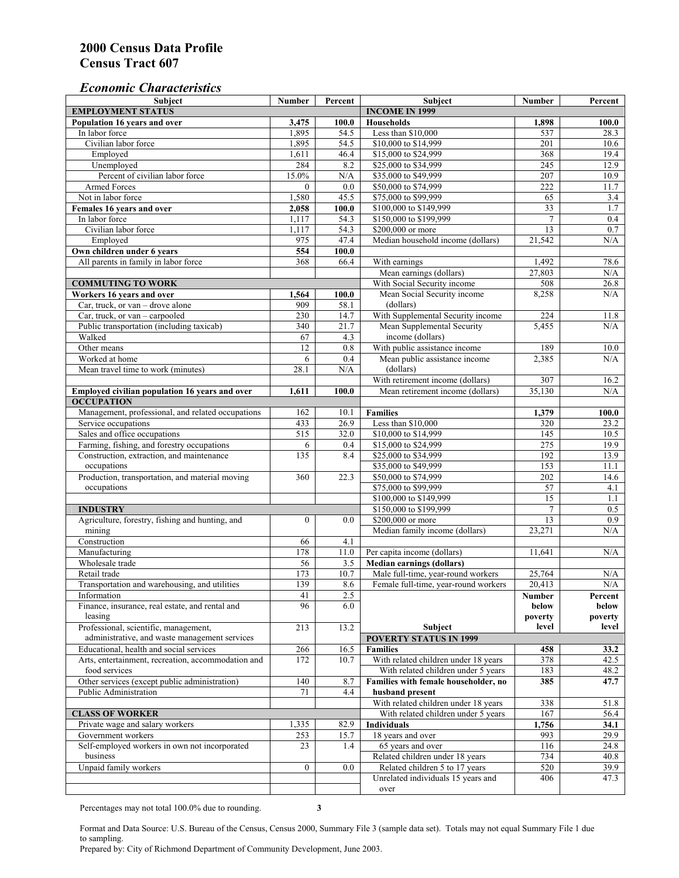# 2000 Census Data Profile
# Census Tract 607

## *Economic Characteristics*

| Subject | Number | Percent |
|---|---|---|
| **EMPLOYMENT STATUS** | | |
| **Population 16 years and over** | **3,475** | **100.0** |
| In labor force | 1,895 | 54.5 |
| Civilian labor force | 1,895 | 54.5 |
| Employed | 1,611 | 46.4 |
| Unemployed | 284 | 8.2 |
| Percent of civilian labor force | 15.0% | N/A |
| Armed Forces | 0 | 0.0 |
| Not in labor force | 1,580 | 45.5 |
| **Females 16 years and over** | **2,058** | **100.0** |
| In labor force | 1,117 | 54.3 |
| Civilian labor force | 1,117 | 54.3 |
| Employed | 975 | 47.4 |
| **Own children under 6 years** | **554** | **100.0** |
| All parents in family in labor force | 368 | 66.4 |
| **COMMUTING TO WORK** | | |
| **Workers 16 years and over** | **1,564** | **100.0** |
| Car, truck, or van – drove alone | 909 | 58.1 |
| Car, truck, or van – carpooled | 230 | 14.7 |
| Public transportation (including taxicab) | 340 | 21.7 |
| Walked | 67 | 4.3 |
| Other means | 12 | 0.8 |
| Worked at home | 6 | 0.4 |
| Mean travel time to work (minutes) | 28.1 | N/A |
| **Employed civilian population 16 years and over** | **1,611** | **100.0** |
| **OCCUPATION** | | |
| Management, professional, and related occupations | 162 | 10.1 |
| Service occupations | 433 | 26.9 |
| Sales and office occupations | 515 | 32.0 |
| Farming, fishing, and forestry occupations | 6 | 0.4 |
| Construction, extraction, and maintenance occupations | 135 | 8.4 |
| Production, transportation, and material moving occupations | 360 | 22.3 |
| **INDUSTRY** | | |
| Agriculture, forestry, fishing and hunting, and mining | 0 | 0.0 |
| Construction | 66 | 4.1 |
| Manufacturing | 178 | 11.0 |
| Wholesale trade | 56 | 3.5 |
| Retail trade | 173 | 10.7 |
| Transportation and warehousing, and utilities | 139 | 8.6 |
| Information | 41 | 2.5 |
| Finance, insurance, real estate, and rental and leasing | 96 | 6.0 |
| Professional, scientific, management, administrative, and waste management services | 213 | 13.2 |
| Educational, health and social services | 266 | 16.5 |
| Arts, entertainment, recreation, accommodation and food services | 172 | 10.7 |
| Other services (except public administration) | 140 | 8.7 |
| Public Administration | 71 | 4.4 |
| **CLASS OF WORKER** | | |
| Private wage and salary workers | 1,335 | 82.9 |
| Government workers | 253 | 15.7 |
| Self-employed workers in own not incorporated business | 23 | 1.4 |
| Unpaid family workers | 0 | 0.0 |

| Subject | Number | Percent |
|---|---|---|
| **INCOME IN 1999** | | |
| **Households** | **1,898** | **100.0** |
| Less than $10,000 | 537 | 28.3 |
| $10,000 to $14,999 | 201 | 10.6 |
| $15,000 to $24,999 | 368 | 19.4 |
| $25,000 to $34,999 | 245 | 12.9 |
| $35,000 to $49,999 | 207 | 10.9 |
| $50,000 to $74,999 | 222 | 11.7 |
| $75,000 to $99,999 | 65 | 3.4 |
| $100,000 to $149,999 | 33 | 1.7 |
| $150,000 to $199,999 | 7 | 0.4 |
| $200,000 or more | 13 | 0.7 |
| Median household income (dollars) | 21,542 | N/A |
| With earnings | 1,492 | 78.6 |
| Mean earnings (dollars) | 27,803 | N/A |
| With Social Security income | 508 | 26.8 |
| Mean Social Security income (dollars) | 8,258 | N/A |
| With Supplemental Security income | 224 | 11.8 |
| Mean Supplemental Security income (dollars) | 5,455 | N/A |
| With public assistance income | 189 | 10.0 |
| Mean public assistance income (dollars) | 2,385 | N/A |
| With retirement income (dollars) | 307 | 16.2 |
| Mean retirement income (dollars) | 35,130 | N/A |
| **Families** | **1,379** | **100.0** |
| Less than $10,000 | 320 | 23.2 |
| $10,000 to $14,999 | 145 | 10.5 |
| $15,000 to $24,999 | 275 | 19.9 |
| $25,000 to $34,999 | 192 | 13.9 |
| $35,000 to $49,999 | 153 | 11.1 |
| $50,000 to $74,999 | 202 | 14.6 |
| $75,000 to $99,999 | 57 | 4.1 |
| $100,000 to $149,999 | 15 | 1.1 |
| $150,000 to $199,999 | 7 | 0.5 |
| $200,000 or more | 13 | 0.9 |
| Median family income (dollars) | 23,271 | N/A |
| Per capita income (dollars) | 11,641 | N/A |
| **Median earnings (dollars)** | | |
| Male full-time, year-round workers | 25,764 | N/A |
| Female full-time, year-round workers | 20,413 | N/A |

| Subject | Number below poverty level | Percent below poverty level |
|---|---|---|
| **POVERTY STATUS IN 1999** | | |
| **Families** | **458** | **33.2** |
| With related children under 18 years | 378 | 42.5 |
| With related children under 5 years | 183 | 48.2 |
| **Families with female householder, no husband present** | **385** | **47.7** |
| With related children under 18 years | 338 | 51.8 |
| With related children under 5 years | 167 | 56.4 |
| **Individuals** | **1,756** | **34.1** |
| 18 years and over | 993 | 29.9 |
| 65 years and over | 116 | 24.8 |
| Related children under 18 years | 734 | 40.8 |
| Related children 5 to 17 years | 520 | 39.9 |
| Unrelated individuals 15 years and over | 406 | 47.3 |

Percentages may not total 100.0% due to rounding.

Format and Data Source: U.S. Bureau of the Census, Census 2000, Summary File 3 (sample data set). Totals may not equal Summary File 1 due to sampling.
Prepared by: City of Richmond Department of Community Development, June 2003.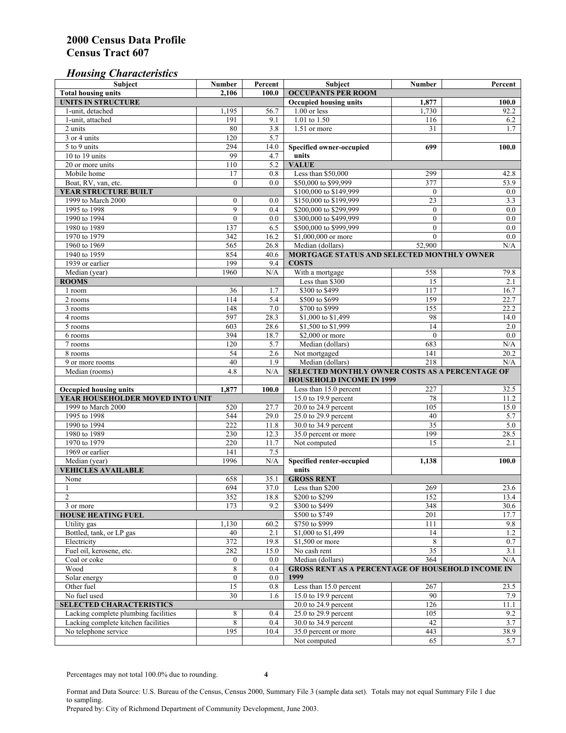# 2000 Census Data Profile
# Census Tract 607

## *Housing Characteristics*

| Subject | Number | Percent | Subject | Number | Percent |
|---|---|---|---|---|---|
| **Total housing units** | **2,106** | **100.0** | **OCCUPANTS PER ROOM** | | |
| **UNITS IN STRUCTURE** | | | **Occupied housing units** | **1,877** | **100.0** |
| 1-unit, detached | 1,195 | 56.7 | 1.00 or less | 1,730 | 92.2 |
| 1-unit, attached | 191 | 9.1 | 1.01 to 1.50 | 116 | 6.2 |
| 2 units | 80 | 3.8 | 1.51 or more | 31 | 1.7 |
| 3 or 4 units | 120 | 5.7 | | | |
| 5 to 9 units | 294 | 14.0 | **Specified owner-occupied units** | **699** | **100.0** |
| 10 to 19 units | 99 | 4.7 | | | |
| 20 or more units | 110 | 5.2 | **VALUE** | | |
| Mobile home | 17 | 0.8 | Less than $50,000 | 299 | 42.8 |
| Boat, RV, van, etc. | 0 | 0.0 | $50,000 to $99,999 | 377 | 53.9 |
| **YEAR STRUCTURE BUILT** | | | $100,000 to $149,999 | 0 | 0.0 |
| 1999 to March 2000 | 0 | 0.0 | $150,000 to $199,999 | 23 | 3.3 |
| 1995 to 1998 | 9 | 0.4 | $200,000 to $299,999 | 0 | 0.0 |
| 1990 to 1994 | 0 | 0.0 | $300,000 to $499,999 | 0 | 0.0 |
| 1980 to 1989 | 137 | 6.5 | $500,000 to $999,999 | 0 | 0.0 |
| 1970 to 1979 | 342 | 16.2 | $1,000,000 or more | 0 | 0.0 |
| 1960 to 1969 | 565 | 26.8 | Median (dollars) | 52,900 | N/A |
| 1940 to 1959 | 854 | 40.6 | **MORTGAGE STATUS AND SELECTED MONTHLY OWNER COSTS** | | |
| 1939 or earlier | 199 | 9.4 | | | |
| Median (year) | 1960 | N/A | With a mortgage | 558 | 79.8 |
| **ROOMS** | | | Less than $300 | 15 | 2.1 |
| 1 room | 36 | 1.7 | $300 to $499 | 117 | 16.7 |
| 2 rooms | 114 | 5.4 | $500 to $699 | 159 | 22.7 |
| 3 rooms | 148 | 7.0 | $700 to $999 | 155 | 22.2 |
| 4 rooms | 597 | 28.3 | $1,000 to $1,499 | 98 | 14.0 |
| 5 rooms | 603 | 28.6 | $1,500 to $1,999 | 14 | 2.0 |
| 6 rooms | 394 | 18.7 | $2,000 or more | 0 | 0.0 |
| 7 rooms | 120 | 5.7 | Median (dollars) | 683 | N/A |
| 8 rooms | 54 | 2.6 | Not mortgaged | 141 | 20.2 |
| 9 or more rooms | 40 | 1.9 | Median (dollars) | 218 | N/A |
| Median (rooms) | 4.8 | N/A | **SELECTED MONTHLY OWNER COSTS AS A PERCENTAGE OF HOUSEHOLD INCOME IN 1999** | | |
| | | | | | |
| **Occupied housing units** | **1,877** | **100.0** | Less than 15.0 percent | 227 | 32.5 |
| **YEAR HOUSEHOLDER MOVED INTO UNIT** | | | 15.0 to 19.9 percent | 78 | 11.2 |
| 1999 to March 2000 | 520 | 27.7 | 20.0 to 24.9 percent | 105 | 15.0 |
| 1995 to 1998 | 544 | 29.0 | 25.0 to 29.9 percent | 40 | 5.7 |
| 1990 to 1994 | 222 | 11.8 | 30.0 to 34.9 percent | 35 | 5.0 |
| 1980 to 1989 | 230 | 12.3 | 35.0 percent or more | 199 | 28.5 |
| 1970 to 1979 | 220 | 11.7 | Not computed | 15 | 2.1 |
| 1969 or earlier | 141 | 7.5 | | | |
| Median (year) | 1996 | N/A | **Specified renter-occupied units** | **1,138** | **100.0** |
| **VEHICLES AVAILABLE** | | | | | |
| None | 658 | 35.1 | **GROSS RENT** | | |
| 1 | 694 | 37.0 | Less than $200 | 269 | 23.6 |
| 2 | 352 | 18.8 | $200 to $299 | 152 | 13.4 |
| 3 or more | 173 | 9.2 | $300 to $499 | 348 | 30.6 |
| **HOUSE HEATING FUEL** | | | $500 to $749 | 201 | 17.7 |
| Utility gas | 1,130 | 60.2 | $750 to $999 | 111 | 9.8 |
| Bottled, tank, or LP gas | 40 | 2.1 | $1,000 to $1,499 | 14 | 1.2 |
| Electricity | 372 | 19.8 | $1,500 or more | 8 | 0.7 |
| Fuel oil, kerosene, etc. | 282 | 15.0 | No cash rent | 35 | 3.1 |
| Coal or coke | 0 | 0.0 | Median (dollars) | 364 | N/A |
| Wood | 8 | 0.4 | **GROSS RENT AS A PERCENTAGE OF HOUSEHOLD INCOME IN 1999** | | |
| Solar energy | 0 | 0.0 | | | |
| Other fuel | 15 | 0.8 | Less than 15.0 percent | 267 | 23.5 |
| No fuel used | 30 | 1.6 | 15.0 to 19.9 percent | 90 | 7.9 |
| **SELECTED CHARACTERISTICS** | | | 20.0 to 24.9 percent | 126 | 11.1 |
| Lacking complete plumbing facilities | 8 | 0.4 | 25.0 to 29.9 percent | 105 | 9.2 |
| Lacking complete kitchen facilities | 8 | 0.4 | 30.0 to 34.9 percent | 42 | 3.7 |
| No telephone service | 195 | 10.4 | 35.0 percent or more | 443 | 38.9 |
| | | | Not computed | 65 | 5.7 |

Percentages may not total 100.0% due to rounding.

Format and Data Source: U.S. Bureau of the Census, Census 2000, Summary File 3 (sample data set). Totals may not equal Summary File 1 due to sampling.
Prepared by: City of Richmond Department of Community Development, June 2003.